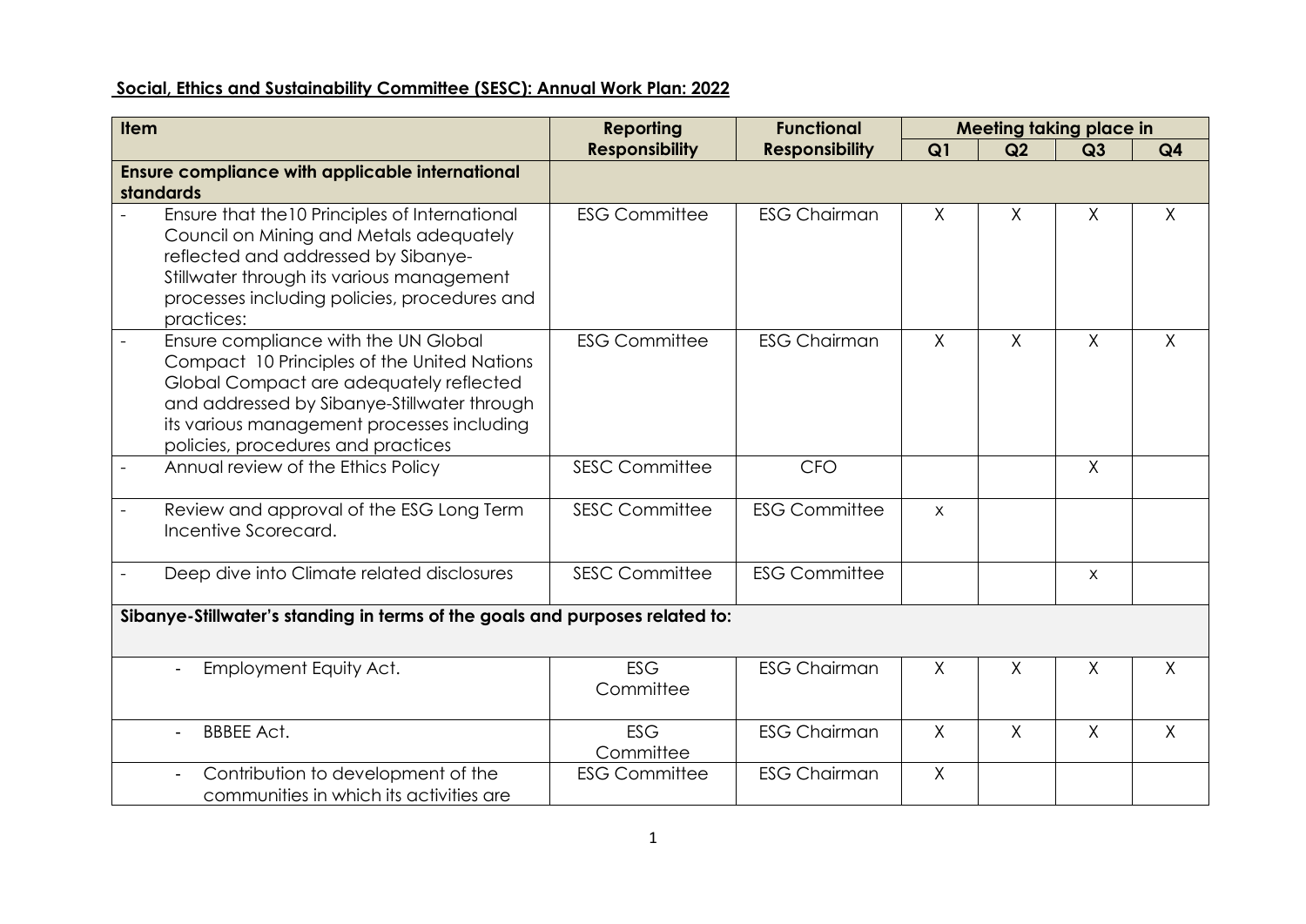**Social, Ethics and Sustainability Committee (SESC): Annual Work Plan: 2022**

| Item | Reporting Responsibility | Functional Responsibility | Meeting taking place in | | | |
|---|---|---|---|---|---|---|
| | | | Q1 | Q2 | Q3 | Q4 |
| **Ensure compliance with applicable international standards** | | | | | | |
| - Ensure that the10 Principles of International Council on Mining and Metals adequately reflected and addressed by Sibanye-Stillwater through its various management processes including policies, procedures and practices: | ESG Committee | ESG Chairman | X | X | X | X |
| - Ensure compliance with the UN Global Compact 10 Principles of the United Nations Global Compact are adequately reflected and addressed by Sibanye-Stillwater through its various management processes including policies, procedures and practices | ESG Committee | ESG Chairman | X | X | X | X |
| - Annual review of the Ethics Policy | SESC Committee | CFO | | | X | |
| - Review and approval of the ESG Long Term Incentive Scorecard. | SESC Committee | ESG Committee | x | | | |
| - Deep dive into Climate related disclosures | SESC Committee | ESG Committee | | | x | |
| **Sibanye-Stillwater's standing in terms of the goals and purposes related to:** | | | | | | |
| - Employment Equity Act. | ESG Committee | ESG Chairman | X | X | X | X |
| - BBBEE Act. | ESG Committee | ESG Chairman | X | X | X | X |
| - Contribution to development of the communities in which its activities are | ESG Committee | ESG Chairman | X | | | |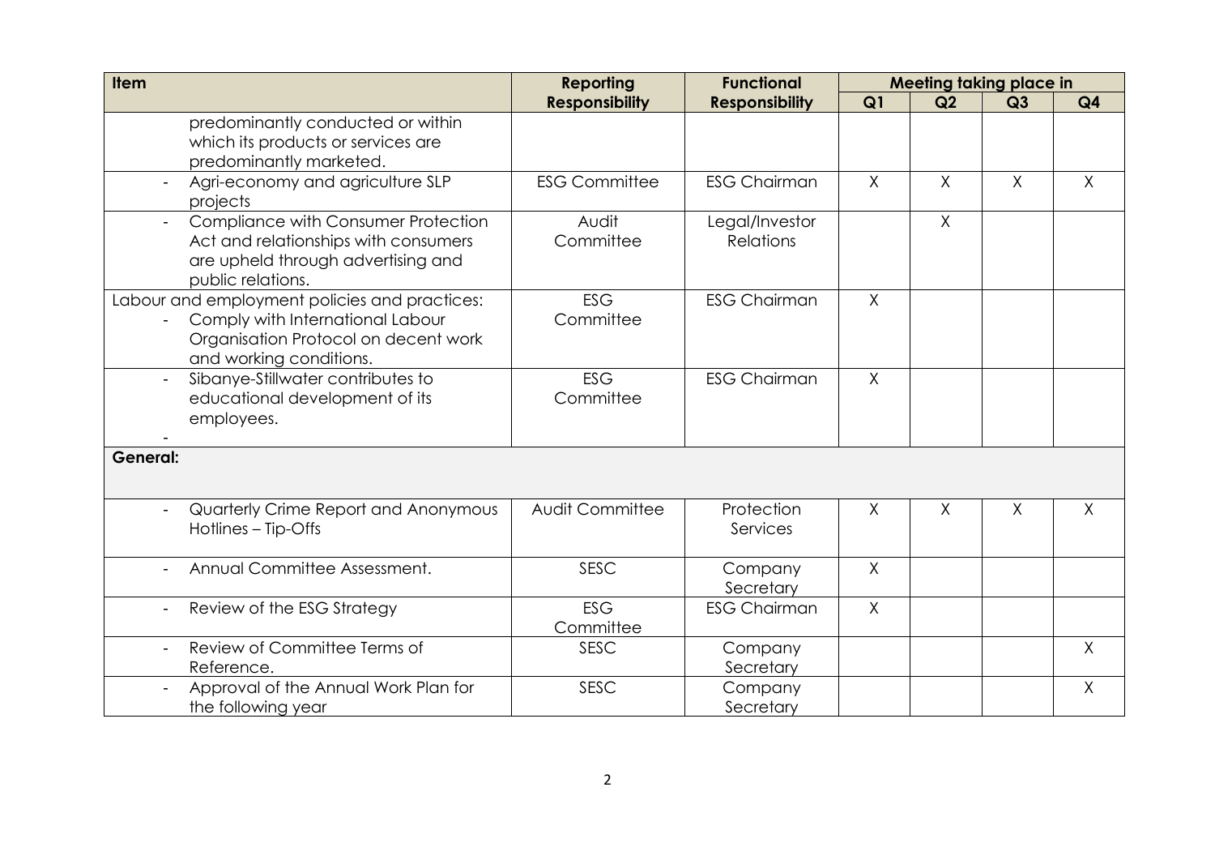| Item | Reporting Responsibility | Functional Responsibility | Meeting taking place in | | | |
|---|---|---|---|---|---|---|
| | | | Q1 | Q2 | Q3 | Q4 |
| predominantly conducted or within which its products or services are predominantly marketed. | | | | | | |
| - Agri-economy and agriculture SLP projects | ESG Committee | ESG Chairman | X | X | X | X |
| - Compliance with Consumer Protection Act and relationships with consumers are upheld through advertising and public relations. | Audit Committee | Legal/Investor Relations | | X | | |
| Labour and employment policies and practices: - Comply with International Labour Organisation Protocol on decent work and working conditions. | ESG Committee | ESG Chairman | X | | | |
| - Sibanye-Stillwater contributes to educational development of its employees. - | ESG Committee | ESG Chairman | X | | | |
| **General:** | | | | | | |
| - Quarterly Crime Report and Anonymous Hotlines – Tip-Offs | Audit Committee | Protection Services | X | X | X | X |
| - Annual Committee Assessment. | SESC | Company Secretary | X | | | |
| - Review of the ESG Strategy | ESG Committee | ESG Chairman | X | | | |
| - Review of Committee Terms of Reference. | SESC | Company Secretary | | | | X |
| - Approval of the Annual Work Plan for the following year | SESC | Company Secretary | | | | X |